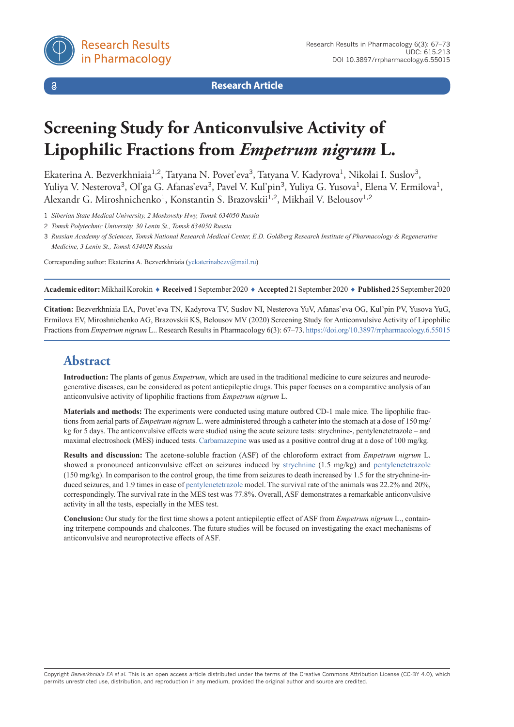Research Article

# Screening Study for Anticonvulsive Activity of Lipophilic Fractions from *Empetrum nigrum* L.

Ekaterina A. Bezverkhniaia[1,2], Tatyana N. Povet'eva[3], Tatyana V. Kadyrova[1], Nikolai I. Suslov[3], Yuliya V. Nesterova[3], Ol'ga G. Afanas'eva[3], Pavel V. Kul'pin[3], Yuliya G. Yusova[1], Elena V. Ermilova[1], Alexandr G. Miroshnichenko[1], Konstantin S. Brazovskii[1,2], Mikhail V. Belousov[1,2]

1 *Siberian State Medical University, 2 Moskovsky Hwy, Tomsk 634050 Russia*

2 *Tomsk Polytechnic University, 30 Lenin St., Tomsk 634050 Russia*

3 *Russian Academy of Sciences, Tomsk National Research Medical Center, E.D. Goldberg Research Institute of Pharmacology & Regenerative Medicine, 3 Lenin St., Tomsk 634028 Russia*

Corresponding author: Ekaterina A. Bezverkhniaia (yekaterinabezv@mail.ru)

**Academic editor:** Mikhail Korokin ♦ **Received** 1 September 2020 ♦ **Accepted** 21 September 2020 ♦ **Published** 25 September 2020

**Citation:** Bezverkhniaia EA, Povet'eva TN, Kadyrova TV, Suslov NI, Nesterova YuV, Afanas'eva OG, Kul'pin PV, Yusova YuG, Ermilova EV, Miroshnichenko AG, Brazovskii KS, Belousov MV (2020) Screening Study for Anticonvulsive Activity of Lipophilic Fractions from *Empetrum nigrum* L.. Research Results in Pharmacology 6(3): 67–73. https://doi.org/10.3897/rrpharmacology.6.55015

## Abstract

**Introduction:** The plants of genus *Empetrum*, which are used in the traditional medicine to cure seizures and neurodegenerative diseases, can be considered as potent antiepileptic drugs. This paper focuses on a comparative analysis of an anticonvulsive activity of lipophilic fractions from *Empetrum nigrum* L.

**Materials and methods:** The experiments were conducted using mature outbred CD-1 male mice. The lipophilic fractions from aerial parts of *Empetrum nigrum* L. were administered through a catheter into the stomach at a dose of 150 mg/kg for 5 days. The anticonvulsive effects were studied using the acute seizure tests: strychnine-, pentylenetetrazole – and maximal electroshock (MES) induced tests. Carbamazepine was used as a positive control drug at a dose of 100 mg/kg.

**Results and discussion:** The acetone-soluble fraction (ASF) of the chloroform extract from *Empetrum nigrum* L. showed a pronounced anticonvulsive effect on seizures induced by strychnine (1.5 mg/kg) and pentylenetetrazole (150 mg/kg). In comparison to the control group, the time from seizures to death increased by 1.5 for the strychnine-induced seizures, and 1.9 times in case of pentylenetetrazole model. The survival rate of the animals was 22.2% and 20%, correspondingly. The survival rate in the MES test was 77.8%. Overall, ASF demonstrates a remarkable anticonvulsive activity in all the tests, especially in the MES test.

**Conclusion:** Our study for the first time shows a potent antiepileptic effect of ASF from *Empetrum nigrum* L., containing triterpene compounds and chalcones. The future studies will be focused on investigating the exact mechanisms of anticonvulsive and neuroprotective effects of ASF.

Copyright *Bezverkhniaia EA et al.* This is an open access article distributed under the terms of the Creative Commons Attribution License (CC-BY 4.0), which permits unrestricted use, distribution, and reproduction in any medium, provided the original author and source are credited.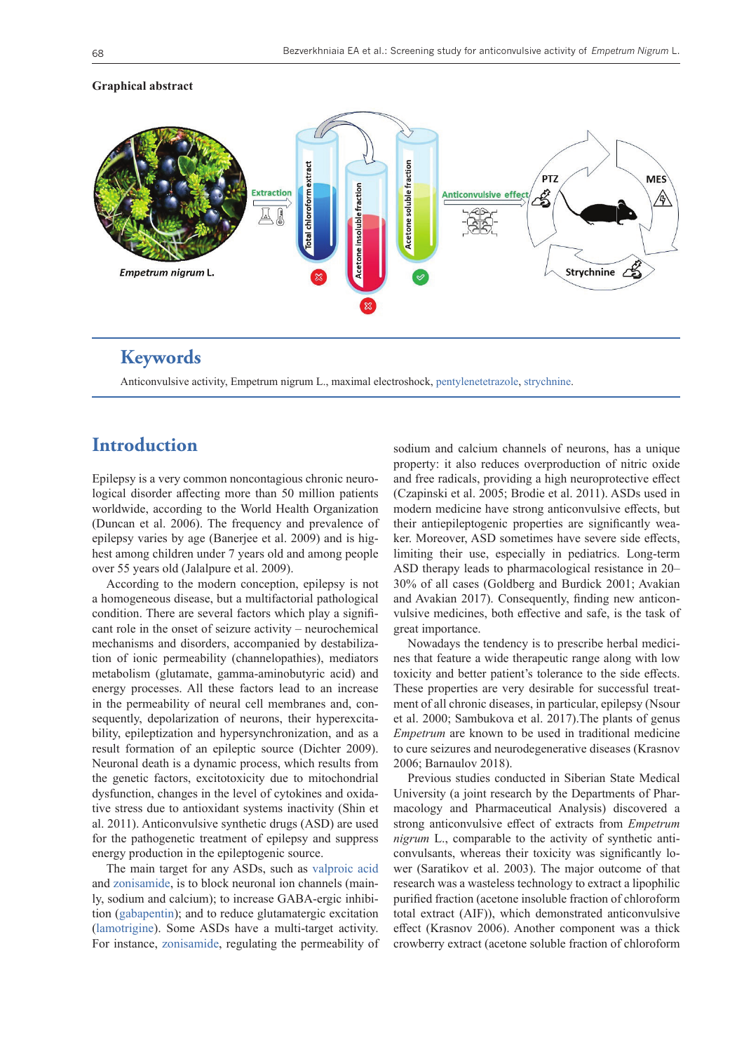**Graphical abstract**

## Keywords

Anticonvulsive activity, Empetrum nigrum L., maximal electroshock, pentylenetetrazole, strychnine.

## Introduction

Epilepsy is a very common noncontagious chronic neurological disorder affecting more than 50 million patients worldwide, according to the World Health Organization (Duncan et al. 2006). The frequency and prevalence of epilepsy varies by age (Banerjee et al. 2009) and is highest among children under 7 years old and among people over 55 years old (Jalalpure et al. 2009).

According to the modern conception, epilepsy is not a homogeneous disease, but a multifactorial pathological condition. There are several factors which play a significant role in the onset of seizure activity – neurochemical mechanisms and disorders, accompanied by destabilization of ionic permeability (channelopathies), mediators metabolism (glutamate, gamma-aminobutyric acid) and energy processes. All these factors lead to an increase in the permeability of neural cell membranes and, consequently, depolarization of neurons, their hyperexcitability, epileptization and hypersynchronization, and as a result formation of an epileptic source (Dichter 2009). Neuronal death is a dynamic process, which results from the genetic factors, excitotoxicity due to mitochondrial dysfunction, changes in the level of cytokines and oxidative stress due to antioxidant systems inactivity (Shin et al. 2011). Anticonvulsive synthetic drugs (ASD) are used for the pathogenetic treatment of epilepsy and suppress energy production in the epileptogenic source.

The main target for any ASDs, such as valproic acid and zonisamide, is to block neuronal ion channels (mainly, sodium and calcium); to increase GABA-ergic inhibition (gabapentin); and to reduce glutamatergic excitation (lamotrigine). Some ASDs have a multi-target activity. For instance, zonisamide, regulating the permeability of sodium and calcium channels of neurons, has a unique property: it also reduces overproduction of nitric oxide and free radicals, providing a high neuroprotective effect (Czapinski et al. 2005; Brodie et al. 2011). ASDs used in modern medicine have strong anticonvulsive effects, but their antiepileptogenic properties are significantly weaker. Moreover, ASD sometimes have severe side effects, limiting their use, especially in pediatrics. Long-term ASD therapy leads to pharmacological resistance in 20–30% of all cases (Goldberg and Burdick 2001; Avakian and Avakian 2017). Consequently, finding new anticonvulsive medicines, both effective and safe, is the task of great importance.

Nowadays the tendency is to prescribe herbal medicines that feature a wide therapeutic range along with low toxicity and better patient's tolerance to the side effects. These properties are very desirable for successful treatment of all chronic diseases, in particular, epilepsy (Nsour et al. 2000; Sambukova et al. 2017).The plants of genus *Empetrum* are known to be used in traditional medicine to cure seizures and neurodegenerative diseases (Krasnov 2006; Barnaulov 2018).

Previous studies conducted in Siberian State Medical University (a joint research by the Departments of Pharmacology and Pharmaceutical Analysis) discovered a strong anticonvulsive effect of extracts from *Empetrum nigrum* L., comparable to the activity of synthetic anticonvulsants, whereas their toxicity was significantly lower (Saratikov et al. 2003). The major outcome of that research was a wasteless technology to extract a lipophilic purified fraction (acetone insoluble fraction of chloroform total extract (AIF)), which demonstrated anticonvulsive effect (Krasnov 2006). Another component was a thick crowberry extract (acetone soluble fraction of chloroform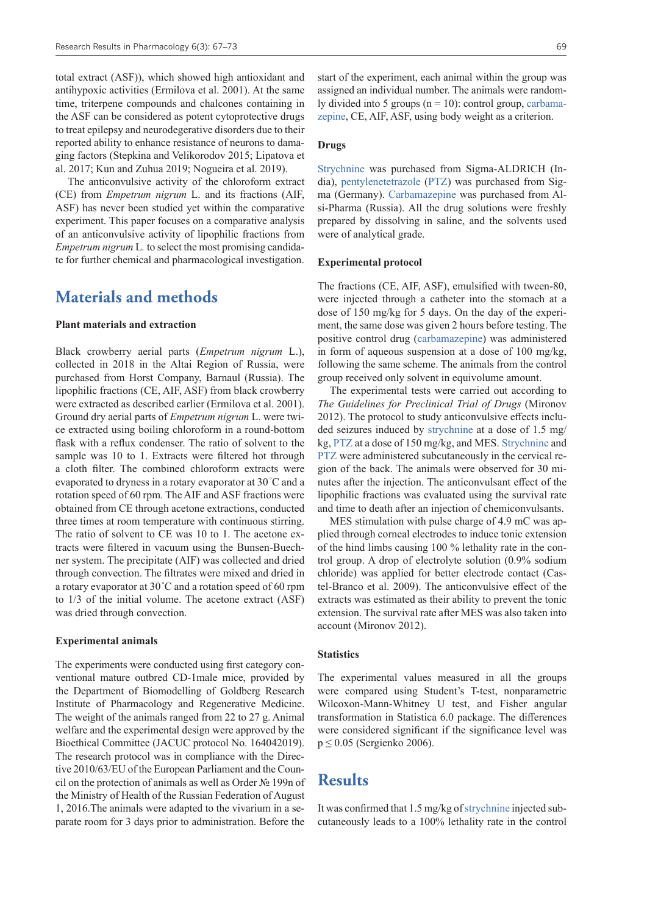total extract (ASF)), which showed high antioxidant and antihypoxic activities (Ermilova et al. 2001). At the same time, triterpene compounds and chalcones containing in the ASF can be considered as potent cytoprotective drugs to treat epilepsy and neurodegerative disorders due to their reported ability to enhance resistance of neurons to damaging factors (Stepkina and Velikorodov 2015; Lipatova et al. 2017; Kun and Zuhua 2019; Nogueira et al. 2019).

The anticonvulsive activity of the chloroform extract (CE) from *Empetrum nigrum* L. and its fractions (AIF, ASF) has never been studied yet within the comparative experiment. This paper focuses on a comparative analysis of an anticonvulsive activity of lipophilic fractions from *Empetrum nigrum* L. to select the most promising candidate for further chemical and pharmacological investigation.

# Materials and methods

### Plant materials and extraction

Black crowberry aerial parts (*Empetrum nigrum* L.), collected in 2018 in the Altai Region of Russia, were purchased from Horst Company, Barnaul (Russia). The lipophilic fractions (CE, AIF, ASF) from black crowberry were extracted as described earlier (Ermilova et al. 2001). Ground dry aerial parts of *Empetrum nigrum* L. were twice extracted using boiling chloroform in a round-bottom flask with a reflux condenser. The ratio of solvent to the sample was 10 to 1. Extracts were filtered hot through a cloth filter. The combined chloroform extracts were evaporated to dryness in a rotary evaporator at 30 °C and a rotation speed of 60 rpm. The AIF and ASF fractions were obtained from CE through acetone extractions, conducted three times at room temperature with continuous stirring. The ratio of solvent to CE was 10 to 1. The acetone extracts were filtered in vacuum using the Bunsen-Buechner system. The precipitate (AIF) was collected and dried through convection. The filtrates were mixed and dried in a rotary evaporator at 30 °C and a rotation speed of 60 rpm to 1/3 of the initial volume. The acetone extract (ASF) was dried through convection.

### Experimental animals

The experiments were conducted using first category conventional mature outbred CD-1male mice, provided by the Department of Biomodelling of Goldberg Research Institute of Pharmacology and Regenerative Medicine. The weight of the animals ranged from 22 to 27 g. Animal welfare and the experimental design were approved by the Bioethical Committee (JACUC protocol No. 164042019). The research protocol was in compliance with the Directive 2010/63/EU of the European Parliament and the Council on the protection of animals as well as Order № 199n of the Ministry of Health of the Russian Federation of August 1, 2016.The animals were adapted to the vivarium in a separate room for 3 days prior to administration. Before the start of the experiment, each animal within the group was assigned an individual number. The animals were randomly divided into 5 groups (n = 10): control group, carbamazepine, CE, AIF, ASF, using body weight as a criterion.

### Drugs

Strychnine was purchased from Sigma-ALDRICH (India), pentylenetetrazole (PTZ) was purchased from Sigma (Germany). Carbamazepine was purchased from Alsi-Pharma (Russia). All the drug solutions were freshly prepared by dissolving in saline, and the solvents used were of analytical grade.

### Experimental protocol

The fractions (CE, AIF, ASF), emulsified with tween-80, were injected through a catheter into the stomach at a dose of 150 mg/kg for 5 days. On the day of the experiment, the same dose was given 2 hours before testing. The positive control drug (carbamazepine) was administered in form of aqueous suspension at a dose of 100 mg/kg, following the same scheme. The animals from the control group received only solvent in equivolume amount.

The experimental tests were carried out according to *The Guidelines for Preclinical Trial of Drugs* (Mironov 2012). The protocol to study anticonvulsive effects included seizures induced by strychnine at a dose of 1.5 mg/kg, PTZ at a dose of 150 mg/kg, and MES. Strychnine and PTZ were administered subcutaneously in the cervical region of the back. The animals were observed for 30 minutes after the injection. The anticonvulsant effect of the lipophilic fractions was evaluated using the survival rate and time to death after an injection of chemiconvulsants.

MES stimulation with pulse charge of 4.9 mC was applied through corneal electrodes to induce tonic extension of the hind limbs causing 100 % lethality rate in the control group. A drop of electrolyte solution (0.9% sodium chloride) was applied for better electrode contact (Castel-Branco et al. 2009). The anticonvulsive effect of the extracts was estimated as their ability to prevent the tonic extension. The survival rate after MES was also taken into account (Mironov 2012).

### Statistics

The experimental values measured in all the groups were compared using Student's T-test, nonparametric Wilcoxon-Mann-Whitney U test, and Fisher angular transformation in Statistica 6.0 package. The differences were considered significant if the significance level was $p \leq 0.05$ (Sergienko 2006).

# Results

It was confirmed that 1.5 mg/kg of strychnine injected subcutaneously leads to a 100% lethality rate in the control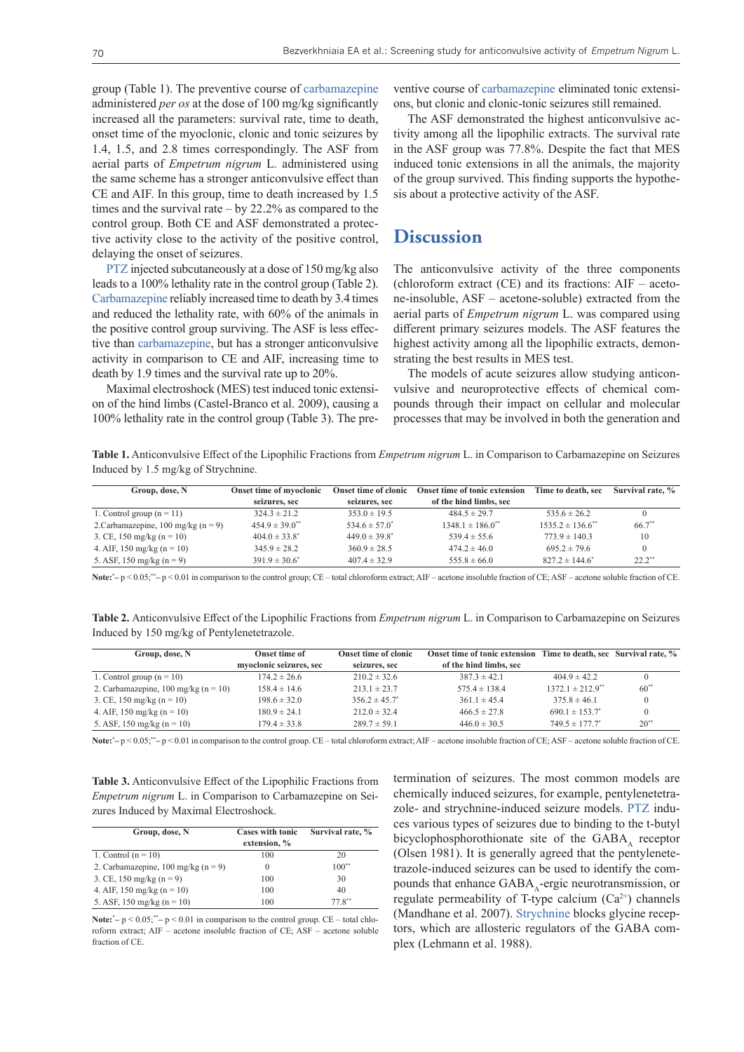group (Table 1). The preventive course of carbamazepine administered *per os* at the dose of 100 mg/kg significantly increased all the parameters: survival rate, time to death, onset time of the myoclonic, clonic and tonic seizures by 1.4, 1.5, and 2.8 times correspondingly. The ASF from aerial parts of *Empetrum nigrum* L. administered using the same scheme has a stronger anticonvulsive effect than CE and AIF. In this group, time to death increased by 1.5 times and the survival rate – by 22.2% as compared to the control group. Both CE and ASF demonstrated a protective activity close to the activity of the positive control, delaying the onset of seizures.

PTZ injected subcutaneously at a dose of 150 mg/kg also leads to a 100% lethality rate in the control group (Table 2). Carbamazepine reliably increased time to death by 3.4 times and reduced the lethality rate, with 60% of the animals in the positive control group surviving. The ASF is less effective than carbamazepine, but has a stronger anticonvulsive activity in comparison to CE and AIF, increasing time to death by 1.9 times and the survival rate up to 20%.

Maximal electroshock (MES) test induced tonic extension of the hind limbs (Castel-Branco et al. 2009), causing a 100% lethality rate in the control group (Table 3). The preventive course of carbamazepine eliminated tonic extensions, but clonic and clonic-tonic seizures still remained.

The ASF demonstrated the highest anticonvulsive activity among all the lipophilic extracts. The survival rate in the ASF group was 77.8%. Despite the fact that MES induced tonic extensions in all the animals, the majority of the group survived. This finding supports the hypothesis about a protective activity of the ASF.

# Discussion

The anticonvulsive activity of the three components (chloroform extract (CE) and its fractions: AIF – acetone-insoluble, ASF – acetone-soluble) extracted from the aerial parts of *Empetrum nigrum* L. was compared using different primary seizures models. The ASF features the highest activity among all the lipophilic extracts, demonstrating the best results in MES test.

The models of acute seizures allow studying anticonvulsive and neuroprotective effects of chemical compounds through their impact on cellular and molecular processes that may be involved in both the generation and termination of seizures. The most common models are chemically induced seizures, for example, pentylenetetrazole- and strychnine-induced seizure models. PTZ induces various types of seizures due to binding to the t-butyl bicyclophosphorothionate site of the $GABA_A$ receptor (Olsen 1981). It is generally agreed that the pentylenetetrazole-induced seizures can be used to identify the compounds that enhance $GABA_A$-ergic neurotransmission, or regulate permeability of T-type calcium ($Ca^{2+}$) channels (Mandhane et al. 2007). Strychnine blocks glycine receptors, which are allosteric regulators of the GABA complex (Lehmann et al. 1988).

**Table 1.** Anticonvulsive Effect of the Lipophilic Fractions from *Empetrum nigrum* L. in Comparison to Carbamazepine on Seizures Induced by 1.5 mg/kg of Strychnine.

| Group, dose, N | Onset time of myoclonic seizures, sec | Onset time of clonic seizures, sec | Onset time of tonic extension of the hind limbs, sec | Time to death, sec | Survival rate, % |
|---|---|---|---|---|---|
| 1. Control group (n = 11) | 324.3 ± 21.2 | 353.0 ± 19.5 | 484.5 ± 29.7 | 535.6 ± 26.2 | 0 |
| 2.Carbamazepine, 100 mg/kg (n = 9) | 454.9 ± 39.0** | 534.6 ± 57.0* | 1348.1 ± 186.0** | 1535.2 ± 136.6** | 66.7** |
| 3. CE, 150 mg/kg (n = 10) | 404.0 ± 33.8* | 449.0 ± 39.8* | 539.4 ± 55.6 | 773.9 ± 140.3 | 10 |
| 4. AIF, 150 mg/kg (n = 10) | 345.9 ± 28.2 | 360.9 ± 28.5 | 474.2 ± 46.0 | 695.2 ± 79.6 | 0 |
| 5. ASF, 150 mg/kg (n = 9) | 391.9 ± 30.6* | 407.4 ± 32.9 | 555.8 ± 66.0 | 827.2 ± 144.6* | 22.2** |

**Note:** * – $p < 0.05$; ** – $p < 0.01$ in comparison to the control group; CE – total chloroform extract; AIF – acetone insoluble fraction of CE; ASF – acetone soluble fraction of CE.

**Table 2.** Anticonvulsive Effect of the Lipophilic Fractions from *Empetrum nigrum* L. in Comparison to Carbamazepine on Seizures Induced by 150 mg/kg of Pentylenetetrazole.

| Group, dose, N | Onset time of myoclonic seizures, sec | Onset time of clonic seizures, sec | Onset time of tonic extension of the hind limbs, sec | Time to death, sec | Survival rate, % |
|---|---|---|---|---|---|
| 1. Control group (n = 10) | 174.2 ± 26.6 | 210.2 ± 32.6 | 387.3 ± 42.1 | 404.9 ± 42.2 | 0 |
| 2. Carbamazepine, 100 mg/kg (n = 10) | 158.4 ± 14.6 | 213.1 ± 23.7 | 575.4 ± 138.4 | 1372.1 ± 212.9** | 60** |
| 3. CE, 150 mg/kg (n = 10) | 198.6 ± 32.0 | 356.2 ± 45.7* | 361.1 ± 45.4 | 375.8 ± 46.1 | 0 |
| 4. AIF, 150 mg/kg (n = 10) | 180.9 ± 24.1 | 212.0 ± 32.4 | 466.5 ± 27.8 | 690.1 ± 153.7* | 0 |
| 5. ASF, 150 mg/kg (n = 10) | 179.4 ± 33.8 | 289.7 ± 59.1 | 446.0 ± 30.5 | 749.5 ± 177.7* | 20** |

**Note:** * – $p < 0.05$; ** – $p < 0.01$ in comparison to the control group. CE – total chloroform extract; AIF – acetone insoluble fraction of CE; ASF – acetone soluble fraction of CE.

**Table 3.** Anticonvulsive Effect of the Lipophilic Fractions from *Empetrum nigrum* L. in Comparison to Carbamazepine on Seizures Induced by Maximal Electroshock.

| Group, dose, N | Cases with tonic extension, % | Survival rate, % |
|---|---|---|
| 1. Control (n = 10) | 100 | 20 |
| 2. Carbamazepine, 100 mg/kg (n = 9) | 0 | 100** |
| 3. CE, 150 mg/kg (n = 9) | 100 | 30 |
| 4. AIF, 150 mg/kg (n = 10) | 100 | 40 |
| 5. ASF, 150 mg/kg (n = 10) | 100 | 77.8** |

**Note:** * – $p < 0.05$; ** – $p < 0.01$ in comparison to the control group. CE – total chloroform extract; AIF – acetone insoluble fraction of CE; ASF – acetone soluble fraction of CE.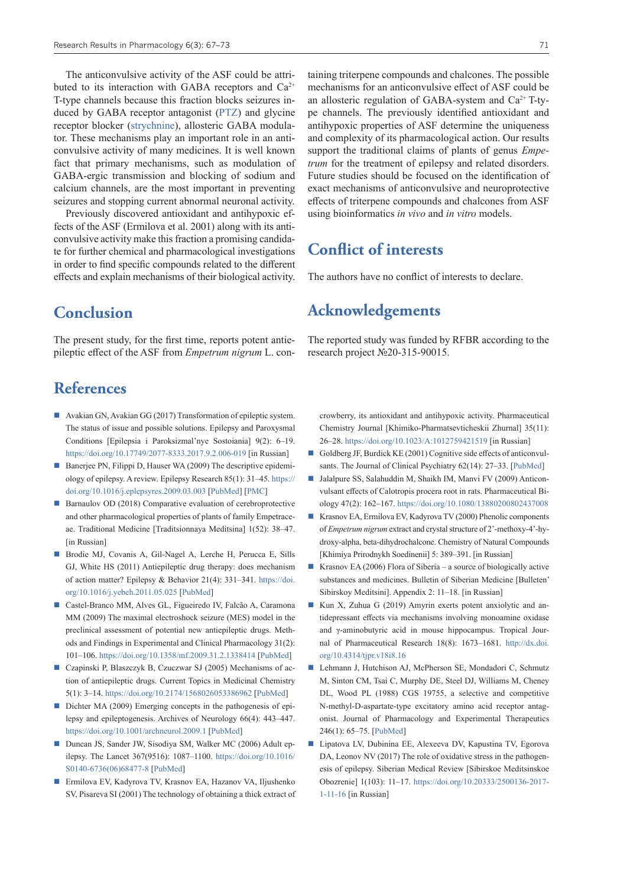The anticonvulsive activity of the ASF could be attributed to its interaction with GABA receptors and $Ca^{2+}$ T-type channels because this fraction blocks seizures induced by GABA receptor antagonist (PTZ) and glycine receptor blocker (strychnine), allosteric GABA modulator. These mechanisms play an important role in an anticonvulsive activity of many medicines. It is well known fact that primary mechanisms, such as modulation of GABA-ergic transmission and blocking of sodium and calcium channels, are the most important in preventing seizures and stopping current abnormal neuronal activity.

Previously discovered antioxidant and antihypoxic effects of the ASF (Ermilova et al. 2001) along with its anticonvulsive activity make this fraction a promising candidate for further chemical and pharmacological investigations in order to find specific compounds related to the different effects and explain mechanisms of their biological activity.

# Conclusion

The present study, for the first time, reports potent antiepileptic effect of the ASF from *Empetrum nigrum* L. containing triterpene compounds and chalcones. The possible mechanisms for an anticonvulsive effect of ASF could be an allosteric regulation of GABA-system and $Ca^{2+}$ T-type channels. The previously identified antioxidant and antihypoxic properties of ASF determine the uniqueness and complexity of its pharmacological action. Our results support the traditional claims of plants of genus *Empetrum* for the treatment of epilepsy and related disorders. Future studies should be focused on the identification of exact mechanisms of anticonvulsive and neuroprotective effects of triterpene compounds and chalcones from ASF using bioinformatics *in vivo* and *in vitro* models.

# Conflict of interests

The authors have no conflict of interests to declare.

# Acknowledgements

The reported study was funded by RFBR according to the research project №20-315-90015.

# References

- Avakian GN, Avakian GG (2017) Transformation of epileptic system. The status of issue and possible solutions. Epilepsy and Paroxysmal Conditions [Epilepsia i Paroksizmal'nye Sostoiania] 9(2): 6–19. https://doi.org/10.17749/2077-8333.2017.9.2.006-019 [in Russian]
- Banerjee PN, Filippi D, Hauser WA (2009) The descriptive epidemiology of epilepsy. A review. Epilepsy Research 85(1): 31–45. https://doi.org/10.1016/j.eplepsyres.2009.03.003 [PubMed] [PMC]
- Barnaulov OD (2018) Comparative evaluation of cerebroprotective and other pharmacological properties of plants of family Empetraceae. Traditional Medicine [Traditsionnaya Meditsina] 1(52): 38–47. [in Russian]
- Brodie MJ, Covanis A, Gil-Nagel A, Lerche H, Perucca E, Sills GJ, White HS (2011) Antiepileptic drug therapy: does mechanism of action matter? Epilepsy & Behavior 21(4): 331–341. https://doi.org/10.1016/j.yebeh.2011.05.025 [PubMed]
- Castel-Branco MM, Alves GL, Figueiredo IV, Falcão A, Caramona MM (2009) The maximal electroshock seizure (MES) model in the preclinical assessment of potential new antiepileptic drugs. Methods and Findings in Experimental and Clinical Pharmacology 31(2): 101–106. https://doi.org/10.1358/mf.2009.31.2.1338414 [PubMed]
- Czapinski P, Blaszczyk B, Czuczwar SJ (2005) Mechanisms of action of antiepileptic drugs. Current Topics in Medicinal Chemistry 5(1): 3–14. https://doi.org/10.2174/1568026053386962 [PubMed]
- Dichter MA (2009) Emerging concepts in the pathogenesis of epilepsy and epileptogenesis. Archives of Neurology 66(4): 443–447. https://doi.org/10.1001/archneurol.2009.1 [PubMed]
- Duncan JS, Sander JW, Sisodiya SM, Walker MC (2006) Adult epilepsy. The Lancet 367(9516): 1087–1100. https://doi.org/10.1016/S0140-6736(06)68477-8 [PubMed]
- Ermilova EV, Kadyrova TV, Krasnov EA, Hazanov VA, Iljushenko SV, Pisareva SI (2001) The technology of obtaining a thick extract of crowberry, its antioxidant and antihypoxic activity. Pharmaceutical Chemistry Journal [Khimiko-Pharmatsevticheskii Zhurnal] 35(11): 26–28. https://doi.org/10.1023/A:1012759421519 [in Russian]
- Goldberg JF, Burdick KE (2001) Cognitive side effects of anticonvulsants. The Journal of Clinical Psychiatry 62(14): 27–33. [PubMed]
- Jalalpure SS, Salahuddin M, Shaikh IM, Manvi FV (2009) Anticonvulsant effects of Calotropis procera root in rats. Pharmaceutical Biology 47(2): 162–167. https://doi.org/10.1080/13880200802437008
- Krasnov EA, Ermilova EV, Kadyrova TV (2000) Phenolic components of *Empetrum nigrum* extract and crystal structure of 2'-methoxy-4'-hydroxy-alpha, beta-dihydrochalcone. Chemistry of Natural Compounds [Khimiya Prirodnykh Soedinenii] 5: 389–391. [in Russian]
- Krasnov EA (2006) Flora of Siberia – a source of biologically active substances and medicines. Bulletin of Siberian Medicine [Bulleten' Sibirskoy Meditsini]. Appendix 2: 11–18. [in Russian]
- Kun X, Zuhua G (2019) Amyrin exerts potent anxiolytic and antidepressant effects via mechanisms involving monoamine oxidase and γ-aminobutyric acid in mouse hippocampus. Tropical Journal of Pharmaceutical Research 18(8): 1673–1681. http://dx.doi.org/10.4314/tjpr.v18i8.16
- Lehmann J, Hutchison AJ, McPherson SE, Mondadori C, Schmutz M, Sinton CM, Tsai C, Murphy DE, Steel DJ, Williams M, Cheney DL, Wood PL (1988) CGS 19755, a selective and competitive N-methyl-D-aspartate-type excitatory amino acid receptor antagonist. Journal of Pharmacology and Experimental Therapeutics 246(1): 65–75. [PubMed]
- Lipatova LV, Dubinina EE, Alexeeva DV, Kapustina TV, Egorova DA, Leonov NV (2017) The role of oxidative stress in the pathogenesis of epilepsy. Siberian Medical Review [Sibirskoe Meditsinskoe Obozrenie] 1(103): 11–17. https://doi.org/10.20333/2500136-2017-1-11-16 [in Russian]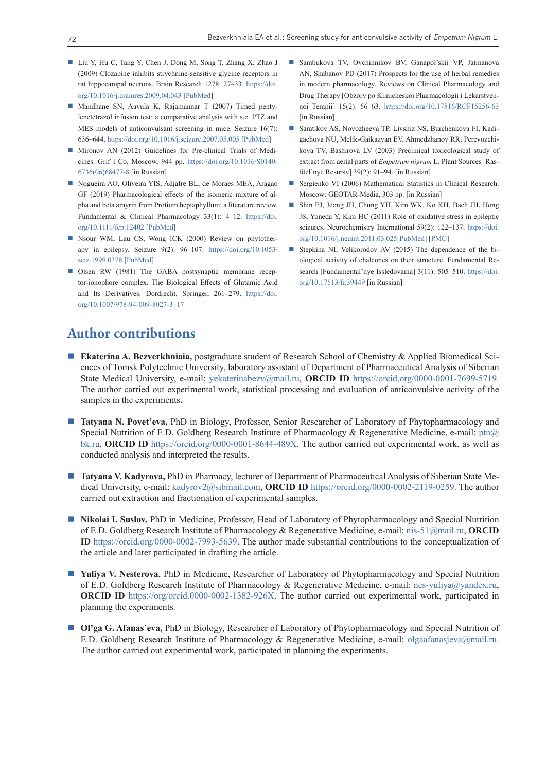- Liu Y, Hu C, Tang Y, Chen J, Dong M, Song T, Zhang X, Zhao J (2009) Clozapine inhibits strychnine-sensitive glycine receptors in rat hippocampal neurons. Brain Research 1278: 27–33. https://doi.org/10.1016/j.brainres.2009.04.043 [PubMed]
- Mandhane SN, Aavula K, Rajamannar T (2007) Timed pentylenetetrazol infusion test: a comparative analysis with s.c. PTZ and MES models of anticonvulsant screening in mice. Seizure 16(7): 636–644. https://doi.org/10.1016/j.seizure.2007.05.005 [PubMed]
- Mironov AN (2012) Guidelines for Pre-clinical Trials of Medicines. Grif i Co, Moscow, 944 pp. https://doi.org/10.1016/S0140-6736(06)68477-8 [in Russian]
- Nogueira AO, Oliveira YIS, Adjafre BL, de Moraes MEA, Aragao GF (2019) Pharmacological effects of the isomeric mixture of alpha and beta amyrin from Protium heptaphyllum: a literature review. Fundamental & Clinical Pharmacology 33(1): 4–12. https://doi.org/10.1111/fcp.12402 [PubMed]
- Nsour WM, Lau CS, Wong ICK (2000) Review on phytotherapy in epilepsy. Seizure 9(2): 96–107. https://doi.org/10.1053/seiz.1999.0378 [PubMed]
- Olsen RW (1981) The GABA postsynaptic membrane receptor-ionophore complex. The Biological Effects of Glutamic Acid and Its Derivatives. Dordrecht, Springer, 261–279. https://doi.org/10.1007/978-94-009-8027-3_17
- Sambukova TV, Ovchinnikov BV, Ganapol'skii VP, Jatmanova AN, Shabanov PD (2017) Prospects for the use of herbal remedies in modern pharmacology. Reviews on Clinical Pharmacology and Drug Therapy [Obzory po Klinicheskoi Farmakologii i Lekarstvennoi Terapii] 15(2): 56–63. https://doi.org/10.17816/RCF15256-63 [in Russian]
- Saratikov AS, Novozheeva TP, Livshiz NS, Burchenkova FI, Kadigachova NU, Melik-Gaikazyan EV, Ahmedzhanov RR, Perevozchikova TV, Bashirova LV (2003) Preclinical toxicological study of extract from aerial parts of *Empetrum nigrum* L. Plant Sources [Rastitel'nye Resursy] 39(2): 91–94. [in Russian]
- Sergienko VI (2006) Mathematical Statistics in Clinical Research. Moscow: GEOTAR-Media, 303 pp. [in Russian]
- Shin EJ, Jeong JH, Chung YH, Kim WK, Ko KH, Bach JH, Hong JS, Yoneda Y, Kim HC (2011) Role of oxidative stress in epileptic seizures. Neurochemistry International 59(2): 122–137. https://doi.org/10.1016/j.neuint.2011.03.025[PubMed] [PMC]
- Stepkina NI, Velikorodov AV (2015) The dependence of the biological activity of chalcones on their structure. Fundamental Research [Fundamental'nye Issledovania] 3(11): 505–510. https://doi.org/10.17513/fr.39449 [in Russian]

## Author contributions

- **Ekaterina A. Bezverkhniaia,** postgraduate student of Research School of Chemistry & Applied Biomedical Sciences of Tomsk Polytechnic University, laboratory assistant of Department of Pharmaceutical Analysis of Siberian State Medical University, e-mail: yekaterinabezv@mail.ru, **ORCID ID** https://orcid.org/0000-0001-7699-5719. The author carried out experimental work, statistical processing and evaluation of anticonvulsive activity of the samples in the experiments.
- **Tatyana N. Povet'eva,** PhD in Biology, Professor, Senior Researcher of Laboratory of Phytopharmacology and Special Nutrition of E.D. Goldberg Research Institute of Pharmacology & Regenerative Medicine, e-mail: ptn@bk.ru, **ORCID ID** https://orcid.org/0000-0001-8644-489X. The author carried out experimental work, as well as conducted analysis and interpreted the results.
- **Tatyana V. Kadyrova,** PhD in Pharmacy, lecturer of Department of Pharmaceutical Analysis of Siberian State Medical University, e-mail: kadyrov2@sibmail.com, **ORCID ID** https://orcid.org/0000-0002-2119-0259. The author carried out extraction and fractionation of experimental samples.
- **Nikolai I. Suslov,** PhD in Medicine, Professor, Head of Laboratory of Phytopharmacology and Special Nutrition of E.D. Goldberg Research Institute of Pharmacology & Regenerative Medicine, e-mail: nis-51@mail.ru, **ORCID ID** https://orcid.org/0000-0002-7993-5639. The author made substantial contributions to the conceptualization of the article and later participated in drafting the article.
- **Yuliya V. Nesterova**, PhD in Medicine, Researcher of Laboratory of Phytopharmacology and Special Nutrition of E.D. Goldberg Research Institute of Pharmacology & Regenerative Medicine, e-mail: nes-yuliya@yandex.ru, **ORCID ID** https://org/orcid.0000-0002-1382-926X. The author carried out experimental work, participated in planning the experiments.
- **Ol'ga G. Afanas'eva,** PhD in Biology, Researcher of Laboratory of Phytopharmacology and Special Nutrition of E.D. Goldberg Research Institute of Pharmacology & Regenerative Medicine, e-mail: olgaafanasjeva@mail.ru. The author carried out experimental work, participated in planning the experiments.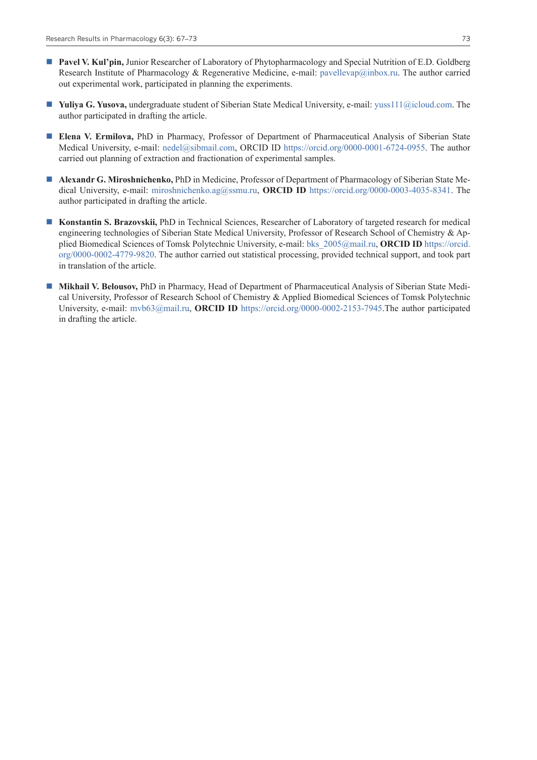- **Pavel V. Kul'pin,** Junior Researcher of Laboratory of Phytopharmacology and Special Nutrition of E.D. Goldberg Research Institute of Pharmacology & Regenerative Medicine, e-mail: pavellevap@inbox.ru. The author carried out experimental work, participated in planning the experiments.

- **Yuliya G. Yusova,** undergraduate student of Siberian State Medical University, e-mail: yuss111@icloud.com. The author participated in drafting the article.

- **Elena V. Ermilova,** PhD in Pharmacy, Professor of Department of Pharmaceutical Analysis of Siberian State Medical University, e-mail: nedel@sibmail.com, ORCID ID https://orcid.org/0000-0001-6724-0955. The author carried out planning of extraction and fractionation of experimental samples.

- **Alexandr G. Miroshnichenko,** PhD in Medicine, Professor of Department of Pharmacology of Siberian State Medical University, e-mail: miroshnichenko.ag@ssmu.ru, **ORCID ID** https://orcid.org/0000-0003-4035-8341. The author participated in drafting the article.

- **Konstantin S. Brazovskii,** PhD in Technical Sciences, Researcher of Laboratory of targeted research for medical engineering technologies of Siberian State Medical University, Professor of Research School of Chemistry & Applied Biomedical Sciences of Tomsk Polytechnic University, e-mail: bks_2005@mail.ru, **ORCID ID** https://orcid.org/0000-0002-4779-9820. The author carried out statistical processing, provided technical support, and took part in translation of the article.

- **Mikhail V. Belousov,** PhD in Pharmacy, Head of Department of Pharmaceutical Analysis of Siberian State Medical University, Professor of Research School of Chemistry & Applied Biomedical Sciences of Tomsk Polytechnic University, e-mail: mvb63@mail.ru, **ORCID ID** https://orcid.org/0000-0002-2153-7945.The author participated in drafting the article.